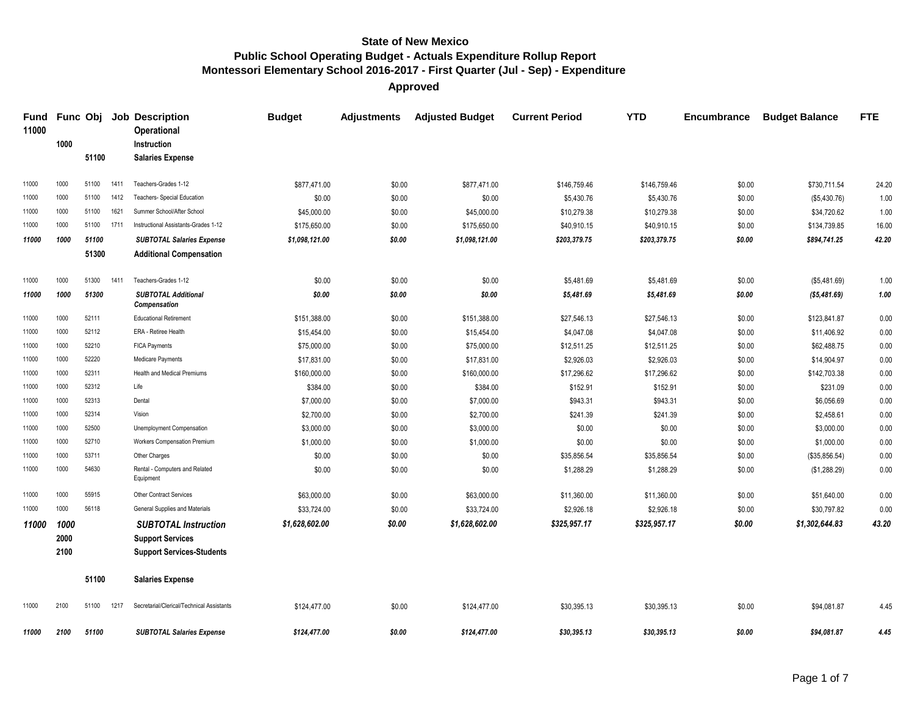**State of New Mexico**
**Public School Operating Budget - Actuals Expenditure Rollup Report**
**Montessori Elementary School 2016-2017 - First Quarter (Jul - Sep) - Expenditure**
**Approved**

| Fund | Func | Obj | Job | Description | Budget | Adjustments | Adjusted Budget | Current Period | YTD | Encumbrance | Budget Balance | FTE |
|---|---|---|---|---|---|---|---|---|---|---|---|---|
| **11000** | | | | **Operational** | | | | | | | | |
| | **1000** | | | **Instruction** | | | | | | | | |
| | | **51100** | | **Salaries Expense** | | | | | | | | |
| 11000 | 1000 | 51100 | 1411 | Teachers-Grades 1-12 | $877,471.00 | $0.00 | $877,471.00 | $146,759.46 | $146,759.46 | $0.00 | $730,711.54 | 24.20 |
| 11000 | 1000 | 51100 | 1412 | Teachers- Special Education | $0.00 | $0.00 | $0.00 | $5,430.76 | $5,430.76 | $0.00 | ($5,430.76) | 1.00 |
| 11000 | 1000 | 51100 | 1621 | Summer School/After School | $45,000.00 | $0.00 | $45,000.00 | $10,279.38 | $10,279.38 | $0.00 | $34,720.62 | 1.00 |
| 11000 | 1000 | 51100 | 1711 | Instructional Assistants-Grades 1-12 | $175,650.00 | $0.00 | $175,650.00 | $40,910.15 | $40,910.15 | $0.00 | $134,739.85 | 16.00 |
| ***11000*** | ***1000*** | ***51100*** | | ***SUBTOTAL Salaries Expense*** | ***$1,098,121.00*** | ***$0.00*** | ***$1,098,121.00*** | ***$203,379.75*** | ***$203,379.75*** | ***$0.00*** | ***$894,741.25*** | ***42.20*** |
| | | **51300** | | **Additional Compensation** | | | | | | | | |
| 11000 | 1000 | 51300 | 1411 | Teachers-Grades 1-12 | $0.00 | $0.00 | $0.00 | $5,481.69 | $5,481.69 | $0.00 | ($5,481.69) | 1.00 |
| ***11000*** | ***1000*** | ***51300*** | | ***SUBTOTAL Additional Compensation*** | ***$0.00*** | ***$0.00*** | ***$0.00*** | ***$5,481.69*** | ***$5,481.69*** | ***$0.00*** | ***($5,481.69)*** | ***1.00*** |
| 11000 | 1000 | 52111 | | Educational Retirement | $151,388.00 | $0.00 | $151,388.00 | $27,546.13 | $27,546.13 | $0.00 | $123,841.87 | 0.00 |
| 11000 | 1000 | 52112 | | ERA - Retiree Health | $15,454.00 | $0.00 | $15,454.00 | $4,047.08 | $4,047.08 | $0.00 | $11,406.92 | 0.00 |
| 11000 | 1000 | 52210 | | FICA Payments | $75,000.00 | $0.00 | $75,000.00 | $12,511.25 | $12,511.25 | $0.00 | $62,488.75 | 0.00 |
| 11000 | 1000 | 52220 | | Medicare Payments | $17,831.00 | $0.00 | $17,831.00 | $2,926.03 | $2,926.03 | $0.00 | $14,904.97 | 0.00 |
| 11000 | 1000 | 52311 | | Health and Medical Premiums | $160,000.00 | $0.00 | $160,000.00 | $17,296.62 | $17,296.62 | $0.00 | $142,703.38 | 0.00 |
| 11000 | 1000 | 52312 | | Life | $384.00 | $0.00 | $384.00 | $152.91 | $152.91 | $0.00 | $231.09 | 0.00 |
| 11000 | 1000 | 52313 | | Dental | $7,000.00 | $0.00 | $7,000.00 | $943.31 | $943.31 | $0.00 | $6,056.69 | 0.00 |
| 11000 | 1000 | 52314 | | Vision | $2,700.00 | $0.00 | $2,700.00 | $241.39 | $241.39 | $0.00 | $2,458.61 | 0.00 |
| 11000 | 1000 | 52500 | | Unemployment Compensation | $3,000.00 | $0.00 | $3,000.00 | $0.00 | $0.00 | $0.00 | $3,000.00 | 0.00 |
| 11000 | 1000 | 52710 | | Workers Compensation Premium | $1,000.00 | $0.00 | $1,000.00 | $0.00 | $0.00 | $0.00 | $1,000.00 | 0.00 |
| 11000 | 1000 | 53711 | | Other Charges | $0.00 | $0.00 | $0.00 | $35,856.54 | $35,856.54 | $0.00 | ($35,856.54) | 0.00 |
| 11000 | 1000 | 54630 | | Rental - Computers and Related Equipment | $0.00 | $0.00 | $0.00 | $1,288.29 | $1,288.29 | $0.00 | ($1,288.29) | 0.00 |
| 11000 | 1000 | 55915 | | Other Contract Services | $63,000.00 | $0.00 | $63,000.00 | $11,360.00 | $11,360.00 | $0.00 | $51,640.00 | 0.00 |
| 11000 | 1000 | 56118 | | General Supplies and Materials | $33,724.00 | $0.00 | $33,724.00 | $2,926.18 | $2,926.18 | $0.00 | $30,797.82 | 0.00 |
| ***11000*** | ***1000*** | | | ***SUBTOTAL Instruction*** | ***$1,628,602.00*** | ***$0.00*** | ***$1,628,602.00*** | ***$325,957.17*** | ***$325,957.17*** | ***$0.00*** | ***$1,302,644.83*** | ***43.20*** |
| | **2000** | | | **Support Services** | | | | | | | | |
| | **2100** | | | **Support Services-Students** | | | | | | | | |
| | | **51100** | | **Salaries Expense** | | | | | | | | |
| 11000 | 2100 | 51100 | 1217 | Secretarial/Clerical/Technical Assistants | $124,477.00 | $0.00 | $124,477.00 | $30,395.13 | $30,395.13 | $0.00 | $94,081.87 | 4.45 |
| ***11000*** | ***2100*** | ***51100*** | | ***SUBTOTAL Salaries Expense*** | ***$124,477.00*** | ***$0.00*** | ***$124,477.00*** | ***$30,395.13*** | ***$30,395.13*** | ***$0.00*** | ***$94,081.87*** | ***4.45*** |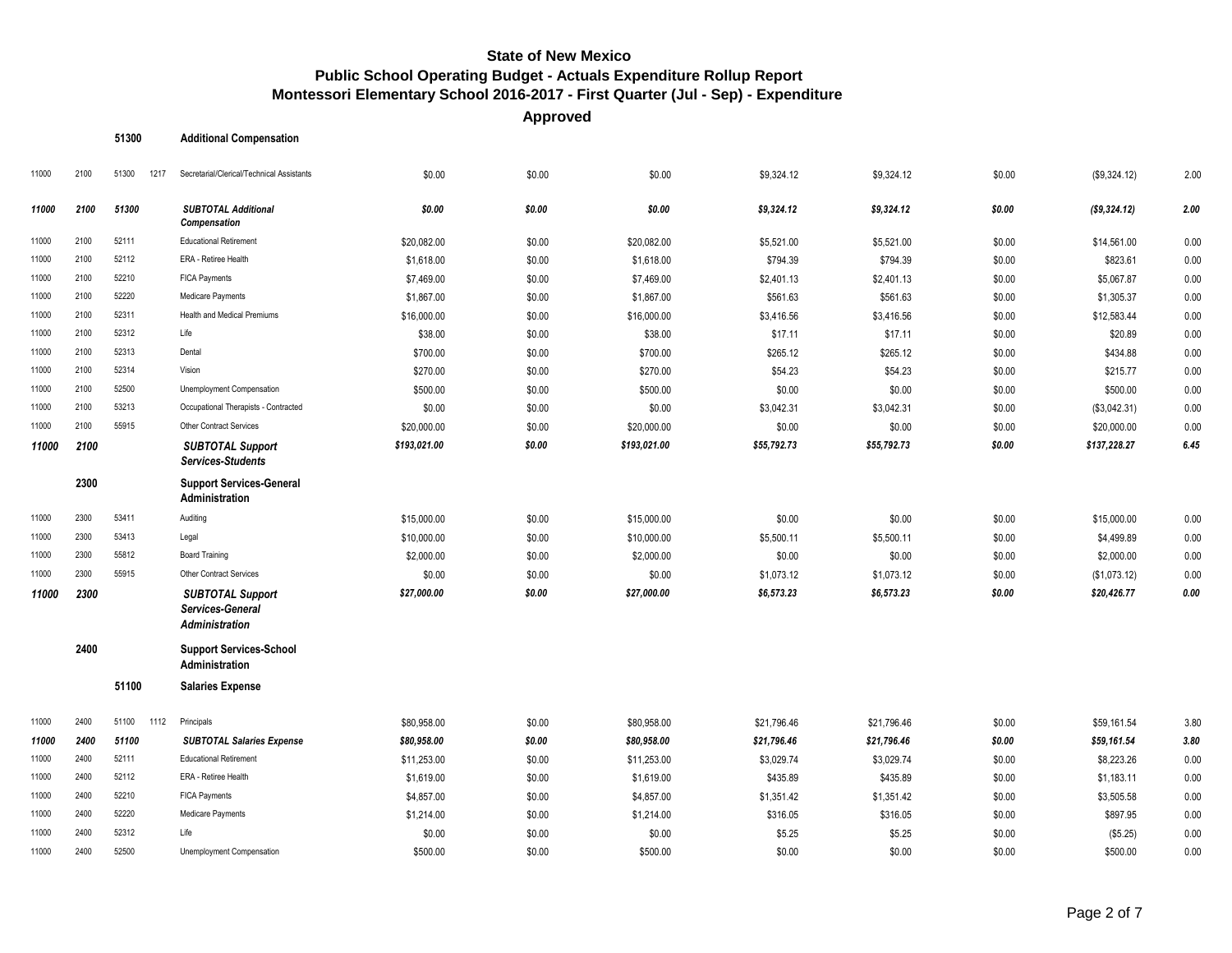## State of New Mexico
## Public School Operating Budget - Actuals Expenditure Rollup Report
## Montessori Elementary School 2016-2017 - First Quarter (Jul - Sep) - Expenditure

**Approved**

| Fund | Function | Object | Job Class | Description | | | | | | | | |
|---|---|---|---|---|---|---|---|---|---|---|---|---|
| | | **51300** | | **Additional Compensation** | | | | | | | | |
| 11000 | 2100 | 51300 | 1217 | Secretarial/Clerical/Technical Assistants | $0.00 | $0.00 | $0.00 | $9,324.12 | $9,324.12 | $0.00 | ($9,324.12) | 2.00 |
| ***11000*** | ***2100*** | ***51300*** | | ***SUBTOTAL Additional Compensation*** | ***$0.00*** | ***$0.00*** | ***$0.00*** | ***$9,324.12*** | ***$9,324.12*** | ***$0.00*** | ***($9,324.12)*** | ***2.00*** |
| 11000 | 2100 | 52111 | | Educational Retirement | $20,082.00 | $0.00 | $20,082.00 | $5,521.00 | $5,521.00 | $0.00 | $14,561.00 | 0.00 |
| 11000 | 2100 | 52112 | | ERA - Retiree Health | $1,618.00 | $0.00 | $1,618.00 | $794.39 | $794.39 | $0.00 | $823.61 | 0.00 |
| 11000 | 2100 | 52210 | | FICA Payments | $7,469.00 | $0.00 | $7,469.00 | $2,401.13 | $2,401.13 | $0.00 | $5,067.87 | 0.00 |
| 11000 | 2100 | 52220 | | Medicare Payments | $1,867.00 | $0.00 | $1,867.00 | $561.63 | $561.63 | $0.00 | $1,305.37 | 0.00 |
| 11000 | 2100 | 52311 | | Health and Medical Premiums | $16,000.00 | $0.00 | $16,000.00 | $3,416.56 | $3,416.56 | $0.00 | $12,583.44 | 0.00 |
| 11000 | 2100 | 52312 | | Life | $38.00 | $0.00 | $38.00 | $17.11 | $17.11 | $0.00 | $20.89 | 0.00 |
| 11000 | 2100 | 52313 | | Dental | $700.00 | $0.00 | $700.00 | $265.12 | $265.12 | $0.00 | $434.88 | 0.00 |
| 11000 | 2100 | 52314 | | Vision | $270.00 | $0.00 | $270.00 | $54.23 | $54.23 | $0.00 | $215.77 | 0.00 |
| 11000 | 2100 | 52500 | | Unemployment Compensation | $500.00 | $0.00 | $500.00 | $0.00 | $0.00 | $0.00 | $500.00 | 0.00 |
| 11000 | 2100 | 53213 | | Occupational Therapists - Contracted | $0.00 | $0.00 | $0.00 | $3,042.31 | $3,042.31 | $0.00 | ($3,042.31) | 0.00 |
| 11000 | 2100 | 55915 | | Other Contract Services | $20,000.00 | $0.00 | $20,000.00 | $0.00 | $0.00 | $0.00 | $20,000.00 | 0.00 |
| ***11000*** | ***2100*** | | | ***SUBTOTAL Support Services-Students*** | ***$193,021.00*** | ***$0.00*** | ***$193,021.00*** | ***$55,792.73*** | ***$55,792.73*** | ***$0.00*** | ***$137,228.27*** | ***6.45*** |
| | **2300** | | | **Support Services-General Administration** | | | | | | | | |
| 11000 | 2300 | 53411 | | Auditing | $15,000.00 | $0.00 | $15,000.00 | $0.00 | $0.00 | $0.00 | $15,000.00 | 0.00 |
| 11000 | 2300 | 53413 | | Legal | $10,000.00 | $0.00 | $10,000.00 | $5,500.11 | $5,500.11 | $0.00 | $4,499.89 | 0.00 |
| 11000 | 2300 | 55812 | | Board Training | $2,000.00 | $0.00 | $2,000.00 | $0.00 | $0.00 | $0.00 | $2,000.00 | 0.00 |
| 11000 | 2300 | 55915 | | Other Contract Services | $0.00 | $0.00 | $0.00 | $1,073.12 | $1,073.12 | $0.00 | ($1,073.12) | 0.00 |
| ***11000*** | ***2300*** | | | ***SUBTOTAL Support Services-General Administration*** | ***$27,000.00*** | ***$0.00*** | ***$27,000.00*** | ***$6,573.23*** | ***$6,573.23*** | ***$0.00*** | ***$20,426.77*** | ***0.00*** |
| | **2400** | | | **Support Services-School Administration** | | | | | | | | |
| | | **51100** | | **Salaries Expense** | | | | | | | | |
| 11000 | 2400 | 51100 | 1112 | Principals | $80,958.00 | $0.00 | $80,958.00 | $21,796.46 | $21,796.46 | $0.00 | $59,161.54 | 3.80 |
| ***11000*** | ***2400*** | ***51100*** | | ***SUBTOTAL Salaries Expense*** | ***$80,958.00*** | ***$0.00*** | ***$80,958.00*** | ***$21,796.46*** | ***$21,796.46*** | ***$0.00*** | ***$59,161.54*** | ***3.80*** |
| 11000 | 2400 | 52111 | | Educational Retirement | $11,253.00 | $0.00 | $11,253.00 | $3,029.74 | $3,029.74 | $0.00 | $8,223.26 | 0.00 |
| 11000 | 2400 | 52112 | | ERA - Retiree Health | $1,619.00 | $0.00 | $1,619.00 | $435.89 | $435.89 | $0.00 | $1,183.11 | 0.00 |
| 11000 | 2400 | 52210 | | FICA Payments | $4,857.00 | $0.00 | $4,857.00 | $1,351.42 | $1,351.42 | $0.00 | $3,505.58 | 0.00 |
| 11000 | 2400 | 52220 | | Medicare Payments | $1,214.00 | $0.00 | $1,214.00 | $316.05 | $316.05 | $0.00 | $897.95 | 0.00 |
| 11000 | 2400 | 52312 | | Life | $0.00 | $0.00 | $0.00 | $5.25 | $5.25 | $0.00 | ($5.25) | 0.00 |
| 11000 | 2400 | 52500 | | Unemployment Compensation | $500.00 | $0.00 | $500.00 | $0.00 | $0.00 | $0.00 | $500.00 | 0.00 |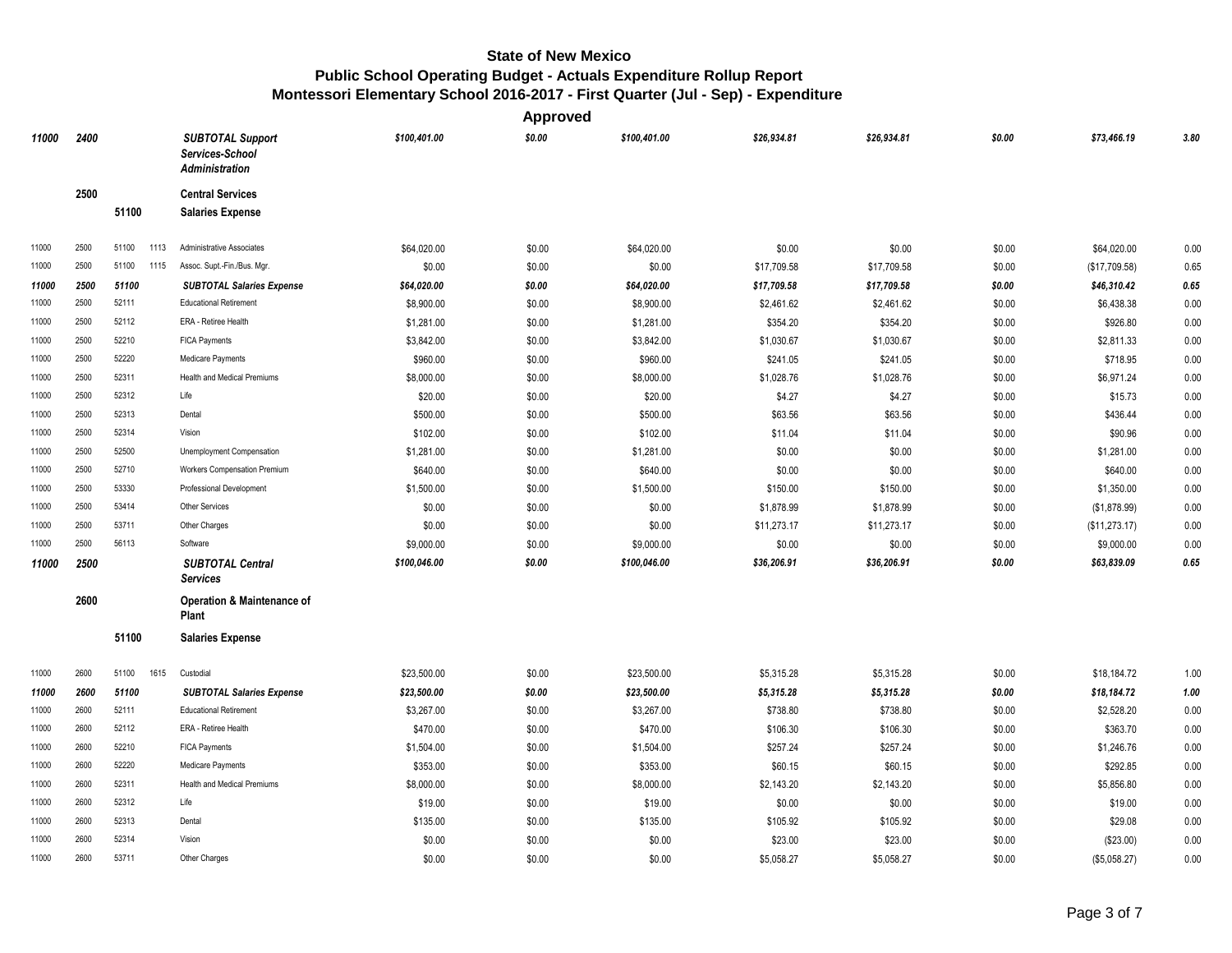# State of New Mexico
## Public School Operating Budget - Actuals Expenditure Rollup Report
### Montessori Elementary School 2016-2017 - First Quarter (Jul - Sep) - Expenditure

**Approved**

| | | | | | | | | | | | | |
|---|---|---|---|---|---|---|---|---|---|---|---|---|
| *11000* | *2400* | | | ***SUBTOTAL Support Services-School Administration*** | *$100,401.00* | *$0.00* | *$100,401.00* | *$26,934.81* | *$26,934.81* | *$0.00* | *$73,466.19* | *3.80* |
| | **2500** | | | **Central Services** | | | | | | | | |
| | | **51100** | | **Salaries Expense** | | | | | | | | |
| 11000 | 2500 | 51100 | 1113 | Administrative Associates | $64,020.00 | $0.00 | $64,020.00 | $0.00 | $0.00 | $0.00 | $64,020.00 | 0.00 |
| 11000 | 2500 | 51100 | 1115 | Assoc. Supt.-Fin./Bus. Mgr. | $0.00 | $0.00 | $0.00 | $17,709.58 | $17,709.58 | $0.00 | ($17,709.58) | 0.65 |
| *11000* | *2500* | *51100* | | ***SUBTOTAL Salaries Expense*** | *$64,020.00* | *$0.00* | *$64,020.00* | *$17,709.58* | *$17,709.58* | *$0.00* | *$46,310.42* | *0.65* |
| 11000 | 2500 | 52111 | | Educational Retirement | $8,900.00 | $0.00 | $8,900.00 | $2,461.62 | $2,461.62 | $0.00 | $6,438.38 | 0.00 |
| 11000 | 2500 | 52112 | | ERA - Retiree Health | $1,281.00 | $0.00 | $1,281.00 | $354.20 | $354.20 | $0.00 | $926.80 | 0.00 |
| 11000 | 2500 | 52210 | | FICA Payments | $3,842.00 | $0.00 | $3,842.00 | $1,030.67 | $1,030.67 | $0.00 | $2,811.33 | 0.00 |
| 11000 | 2500 | 52220 | | Medicare Payments | $960.00 | $0.00 | $960.00 | $241.05 | $241.05 | $0.00 | $718.95 | 0.00 |
| 11000 | 2500 | 52311 | | Health and Medical Premiums | $8,000.00 | $0.00 | $8,000.00 | $1,028.76 | $1,028.76 | $0.00 | $6,971.24 | 0.00 |
| 11000 | 2500 | 52312 | | Life | $20.00 | $0.00 | $20.00 | $4.27 | $4.27 | $0.00 | $15.73 | 0.00 |
| 11000 | 2500 | 52313 | | Dental | $500.00 | $0.00 | $500.00 | $63.56 | $63.56 | $0.00 | $436.44 | 0.00 |
| 11000 | 2500 | 52314 | | Vision | $102.00 | $0.00 | $102.00 | $11.04 | $11.04 | $0.00 | $90.96 | 0.00 |
| 11000 | 2500 | 52500 | | Unemployment Compensation | $1,281.00 | $0.00 | $1,281.00 | $0.00 | $0.00 | $0.00 | $1,281.00 | 0.00 |
| 11000 | 2500 | 52710 | | Workers Compensation Premium | $640.00 | $0.00 | $640.00 | $0.00 | $0.00 | $0.00 | $640.00 | 0.00 |
| 11000 | 2500 | 53330 | | Professional Development | $1,500.00 | $0.00 | $1,500.00 | $150.00 | $150.00 | $0.00 | $1,350.00 | 0.00 |
| 11000 | 2500 | 53414 | | Other Services | $0.00 | $0.00 | $0.00 | $1,878.99 | $1,878.99 | $0.00 | ($1,878.99) | 0.00 |
| 11000 | 2500 | 53711 | | Other Charges | $0.00 | $0.00 | $0.00 | $11,273.17 | $11,273.17 | $0.00 | ($11,273.17) | 0.00 |
| 11000 | 2500 | 56113 | | Software | $9,000.00 | $0.00 | $9,000.00 | $0.00 | $0.00 | $0.00 | $9,000.00 | 0.00 |
| *11000* | *2500* | | | ***SUBTOTAL Central Services*** | *$100,046.00* | *$0.00* | *$100,046.00* | *$36,206.91* | *$36,206.91* | *$0.00* | *$63,839.09* | *0.65* |
| | **2600** | | | **Operation & Maintenance of Plant** | | | | | | | | |
| | | **51100** | | **Salaries Expense** | | | | | | | | |
| 11000 | 2600 | 51100 | 1615 | Custodial | $23,500.00 | $0.00 | $23,500.00 | $5,315.28 | $5,315.28 | $0.00 | $18,184.72 | 1.00 |
| *11000* | *2600* | *51100* | | ***SUBTOTAL Salaries Expense*** | *$23,500.00* | *$0.00* | *$23,500.00* | *$5,315.28* | *$5,315.28* | *$0.00* | *$18,184.72* | *1.00* |
| 11000 | 2600 | 52111 | | Educational Retirement | $3,267.00 | $0.00 | $3,267.00 | $738.80 | $738.80 | $0.00 | $2,528.20 | 0.00 |
| 11000 | 2600 | 52112 | | ERA - Retiree Health | $470.00 | $0.00 | $470.00 | $106.30 | $106.30 | $0.00 | $363.70 | 0.00 |
| 11000 | 2600 | 52210 | | FICA Payments | $1,504.00 | $0.00 | $1,504.00 | $257.24 | $257.24 | $0.00 | $1,246.76 | 0.00 |
| 11000 | 2600 | 52220 | | Medicare Payments | $353.00 | $0.00 | $353.00 | $60.15 | $60.15 | $0.00 | $292.85 | 0.00 |
| 11000 | 2600 | 52311 | | Health and Medical Premiums | $8,000.00 | $0.00 | $8,000.00 | $2,143.20 | $2,143.20 | $0.00 | $5,856.80 | 0.00 |
| 11000 | 2600 | 52312 | | Life | $19.00 | $0.00 | $19.00 | $0.00 | $0.00 | $0.00 | $19.00 | 0.00 |
| 11000 | 2600 | 52313 | | Dental | $135.00 | $0.00 | $135.00 | $105.92 | $105.92 | $0.00 | $29.08 | 0.00 |
| 11000 | 2600 | 52314 | | Vision | $0.00 | $0.00 | $0.00 | $23.00 | $23.00 | $0.00 | ($23.00) | 0.00 |
| 11000 | 2600 | 53711 | | Other Charges | $0.00 | $0.00 | $0.00 | $5,058.27 | $5,058.27 | $0.00 | ($5,058.27) | 0.00 |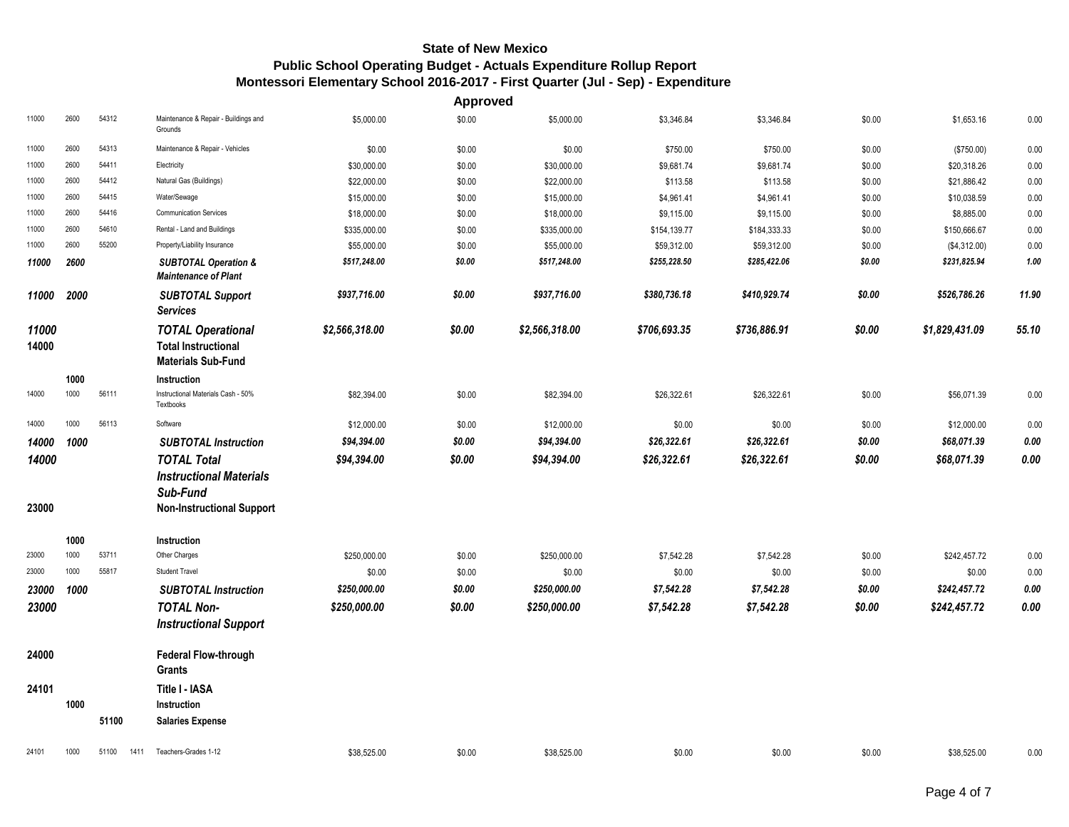# State of New Mexico
## Public School Operating Budget - Actuals Expenditure Rollup Report
### Montessori Elementary School 2016-2017 - First Quarter (Jul - Sep) - Expenditure

| | | | | | Approved | | | | | | | |
|---|---|---|---|---|---|---|---|---|---|---|---|---|
| 11000 | 2600 | 54312 | | Maintenance & Repair - Buildings and Grounds | $5,000.00 | $0.00 | $5,000.00 | $3,346.84 | $3,346.84 | $0.00 | $1,653.16 | 0.00 |
| 11000 | 2600 | 54313 | | Maintenance & Repair - Vehicles | $0.00 | $0.00 | $0.00 | $750.00 | $750.00 | $0.00 | ($750.00) | 0.00 |
| 11000 | 2600 | 54411 | | Electricity | $30,000.00 | $0.00 | $30,000.00 | $9,681.74 | $9,681.74 | $0.00 | $20,318.26 | 0.00 |
| 11000 | 2600 | 54412 | | Natural Gas (Buildings) | $22,000.00 | $0.00 | $22,000.00 | $113.58 | $113.58 | $0.00 | $21,886.42 | 0.00 |
| 11000 | 2600 | 54415 | | Water/Sewage | $15,000.00 | $0.00 | $15,000.00 | $4,961.41 | $4,961.41 | $0.00 | $10,038.59 | 0.00 |
| 11000 | 2600 | 54416 | | Communication Services | $18,000.00 | $0.00 | $18,000.00 | $9,115.00 | $9,115.00 | $0.00 | $8,885.00 | 0.00 |
| 11000 | 2600 | 54610 | | Rental - Land and Buildings | $335,000.00 | $0.00 | $335,000.00 | $154,139.77 | $184,333.33 | $0.00 | $150,666.67 | 0.00 |
| 11000 | 2600 | 55200 | | Property/Liability Insurance | $55,000.00 | $0.00 | $55,000.00 | $59,312.00 | $59,312.00 | $0.00 | ($4,312.00) | 0.00 |
| ***11000*** | ***2600*** | | | ***SUBTOTAL Operation & Maintenance of Plant*** | ***$517,248.00*** | ***$0.00*** | ***$517,248.00*** | ***$255,228.50*** | ***$285,422.06*** | ***$0.00*** | ***$231,825.94*** | ***1.00*** |
| ***11000*** | ***2000*** | | | ***SUBTOTAL Support Services*** | ***$937,716.00*** | ***$0.00*** | ***$937,716.00*** | ***$380,736.18*** | ***$410,929.74*** | ***$0.00*** | ***$526,786.26*** | ***11.90*** |
| ***11000*** | | | | ***TOTAL Operational*** | ***$2,566,318.00*** | ***$0.00*** | ***$2,566,318.00*** | ***$706,693.35*** | ***$736,886.91*** | ***$0.00*** | ***$1,829,431.09*** | ***55.10*** |
| **14000** | | | | **Total Instructional Materials Sub-Fund** | | | | | | | | |
| | **1000** | | | **Instruction** | | | | | | | | |
| 14000 | 1000 | 56111 | | Instructional Materials Cash - 50% Textbooks | $82,394.00 | $0.00 | $82,394.00 | $26,322.61 | $26,322.61 | $0.00 | $56,071.39 | 0.00 |
| 14000 | 1000 | 56113 | | Software | $12,000.00 | $0.00 | $12,000.00 | $0.00 | $0.00 | $0.00 | $12,000.00 | 0.00 |
| ***14000*** | ***1000*** | | | ***SUBTOTAL Instruction*** | ***$94,394.00*** | ***$0.00*** | ***$94,394.00*** | ***$26,322.61*** | ***$26,322.61*** | ***$0.00*** | ***$68,071.39*** | ***0.00*** |
| ***14000*** | | | | ***TOTAL Total Instructional Materials Sub-Fund*** | ***$94,394.00*** | ***$0.00*** | ***$94,394.00*** | ***$26,322.61*** | ***$26,322.61*** | ***$0.00*** | ***$68,071.39*** | ***0.00*** |
| **23000** | | | | **Non-Instructional Support** | | | | | | | | |
| | **1000** | | | **Instruction** | | | | | | | | |
| 23000 | 1000 | 53711 | | Other Charges | $250,000.00 | $0.00 | $250,000.00 | $7,542.28 | $7,542.28 | $0.00 | $242,457.72 | 0.00 |
| 23000 | 1000 | 55817 | | Student Travel | $0.00 | $0.00 | $0.00 | $0.00 | $0.00 | $0.00 | $0.00 | 0.00 |
| ***23000*** | ***1000*** | | | ***SUBTOTAL Instruction*** | ***$250,000.00*** | ***$0.00*** | ***$250,000.00*** | ***$7,542.28*** | ***$7,542.28*** | ***$0.00*** | ***$242,457.72*** | ***0.00*** |
| ***23000*** | | | | ***TOTAL Non-Instructional Support*** | ***$250,000.00*** | ***$0.00*** | ***$250,000.00*** | ***$7,542.28*** | ***$7,542.28*** | ***$0.00*** | ***$242,457.72*** | ***0.00*** |
| **24000** | | | | **Federal Flow-through Grants** | | | | | | | | |
| **24101** | | | | **Title I - IASA** | | | | | | | | |
| | **1000** | | | **Instruction** | | | | | | | | |
| | | **51100** | | **Salaries Expense** | | | | | | | | |
| 24101 | 1000 | 51100 | 1411 | Teachers-Grades 1-12 | $38,525.00 | $0.00 | $38,525.00 | $0.00 | $0.00 | $0.00 | $38,525.00 | 0.00 |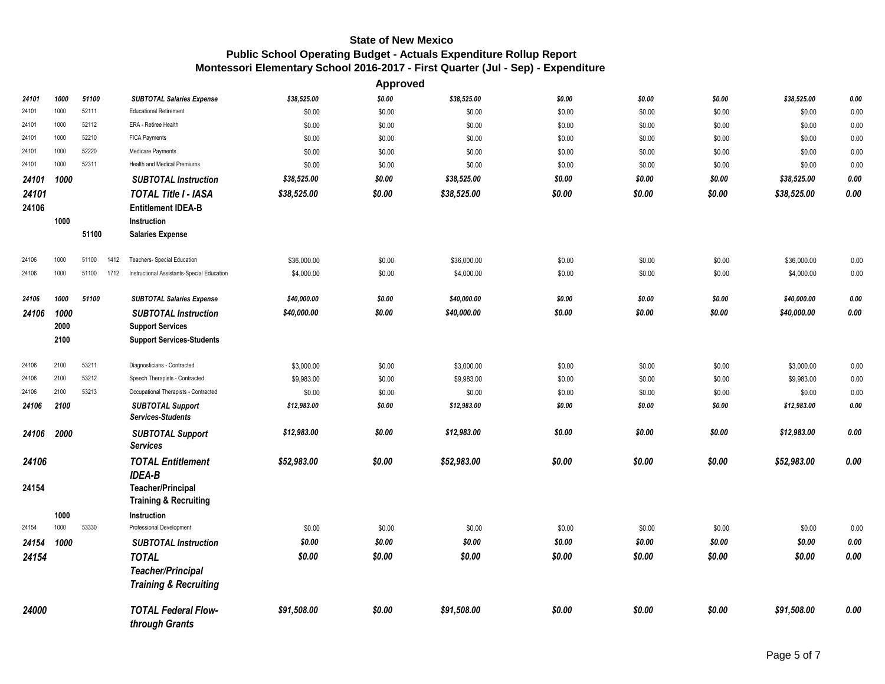**State of New Mexico**
**Public School Operating Budget - Actuals Expenditure Rollup Report**
**Montessori Elementary School 2016-2017 - First Quarter (Jul - Sep) - Expenditure**

**Approved**

| | | | | | | | | | | | | |
|---|---|---|---|---|---|---|---|---|---|---|---|---|
| *24101* | *1000* | *51100* | | ***SUBTOTAL Salaries Expense*** | *$38,525.00* | *$0.00* | *$38,525.00* | *$0.00* | *$0.00* | *$0.00* | *$38,525.00* | *0.00* |
| 24101 | 1000 | 52111 | | Educational Retirement | $0.00 | $0.00 | $0.00 | $0.00 | $0.00 | $0.00 | $0.00 | 0.00 |
| 24101 | 1000 | 52112 | | ERA - Retiree Health | $0.00 | $0.00 | $0.00 | $0.00 | $0.00 | $0.00 | $0.00 | 0.00 |
| 24101 | 1000 | 52210 | | FICA Payments | $0.00 | $0.00 | $0.00 | $0.00 | $0.00 | $0.00 | $0.00 | 0.00 |
| 24101 | 1000 | 52220 | | Medicare Payments | $0.00 | $0.00 | $0.00 | $0.00 | $0.00 | $0.00 | $0.00 | 0.00 |
| 24101 | 1000 | 52311 | | Health and Medical Premiums | $0.00 | $0.00 | $0.00 | $0.00 | $0.00 | $0.00 | $0.00 | 0.00 |
| *24101* | *1000* | | | ***SUBTOTAL Instruction*** | *$38,525.00* | *$0.00* | *$38,525.00* | *$0.00* | *$0.00* | *$0.00* | *$38,525.00* | *0.00* |
| *24101* | | | | ***TOTAL Title I - IASA*** | *$38,525.00* | *$0.00* | *$38,525.00* | *$0.00* | *$0.00* | *$0.00* | *$38,525.00* | *0.00* |
| **24106** | | | | **Entitlement IDEA-B** | | | | | | | | |
| | **1000** | | | **Instruction** | | | | | | | | |
| | | **51100** | | **Salaries Expense** | | | | | | | | |
| 24106 | 1000 | 51100 | 1412 | Teachers- Special Education | $36,000.00 | $0.00 | $36,000.00 | $0.00 | $0.00 | $0.00 | $36,000.00 | 0.00 |
| 24106 | 1000 | 51100 | 1712 | Instructional Assistants-Special Education | $4,000.00 | $0.00 | $4,000.00 | $0.00 | $0.00 | $0.00 | $4,000.00 | 0.00 |
| *24106* | *1000* | *51100* | | ***SUBTOTAL Salaries Expense*** | *$40,000.00* | *$0.00* | *$40,000.00* | *$0.00* | *$0.00* | *$0.00* | *$40,000.00* | *0.00* |
| *24106* | *1000* | | | ***SUBTOTAL Instruction*** | *$40,000.00* | *$0.00* | *$40,000.00* | *$0.00* | *$0.00* | *$0.00* | *$40,000.00* | *0.00* |
| | **2000** | | | **Support Services** | | | | | | | | |
| | **2100** | | | **Support Services-Students** | | | | | | | | |
| 24106 | 2100 | 53211 | | Diagnosticians - Contracted | $3,000.00 | $0.00 | $3,000.00 | $0.00 | $0.00 | $0.00 | $3,000.00 | 0.00 |
| 24106 | 2100 | 53212 | | Speech Therapists - Contracted | $9,983.00 | $0.00 | $9,983.00 | $0.00 | $0.00 | $0.00 | $9,983.00 | 0.00 |
| 24106 | 2100 | 53213 | | Occupational Therapists - Contracted | $0.00 | $0.00 | $0.00 | $0.00 | $0.00 | $0.00 | $0.00 | 0.00 |
| *24106* | *2100* | | | ***SUBTOTAL Support Services-Students*** | *$12,983.00* | *$0.00* | *$12,983.00* | *$0.00* | *$0.00* | *$0.00* | *$12,983.00* | *0.00* |
| *24106* | *2000* | | | ***SUBTOTAL Support Services*** | *$12,983.00* | *$0.00* | *$12,983.00* | *$0.00* | *$0.00* | *$0.00* | *$12,983.00* | *0.00* |
| *24106* | | | | ***TOTAL Entitlement IDEA-B*** | *$52,983.00* | *$0.00* | *$52,983.00* | *$0.00* | *$0.00* | *$0.00* | *$52,983.00* | *0.00* |
| **24154** | | | | **Teacher/Principal Training & Recruiting** | | | | | | | | |
| | **1000** | | | **Instruction** | | | | | | | | |
| 24154 | 1000 | 53330 | | Professional Development | $0.00 | $0.00 | $0.00 | $0.00 | $0.00 | $0.00 | $0.00 | 0.00 |
| *24154* | *1000* | | | ***SUBTOTAL Instruction*** | *$0.00* | *$0.00* | *$0.00* | *$0.00* | *$0.00* | *$0.00* | *$0.00* | *0.00* |
| *24154* | | | | ***TOTAL Teacher/Principal Training & Recruiting*** | *$0.00* | *$0.00* | *$0.00* | *$0.00* | *$0.00* | *$0.00* | *$0.00* | *0.00* |
| *24000* | | | | ***TOTAL Federal Flow-through Grants*** | *$91,508.00* | *$0.00* | *$91,508.00* | *$0.00* | *$0.00* | *$0.00* | *$91,508.00* | *0.00* |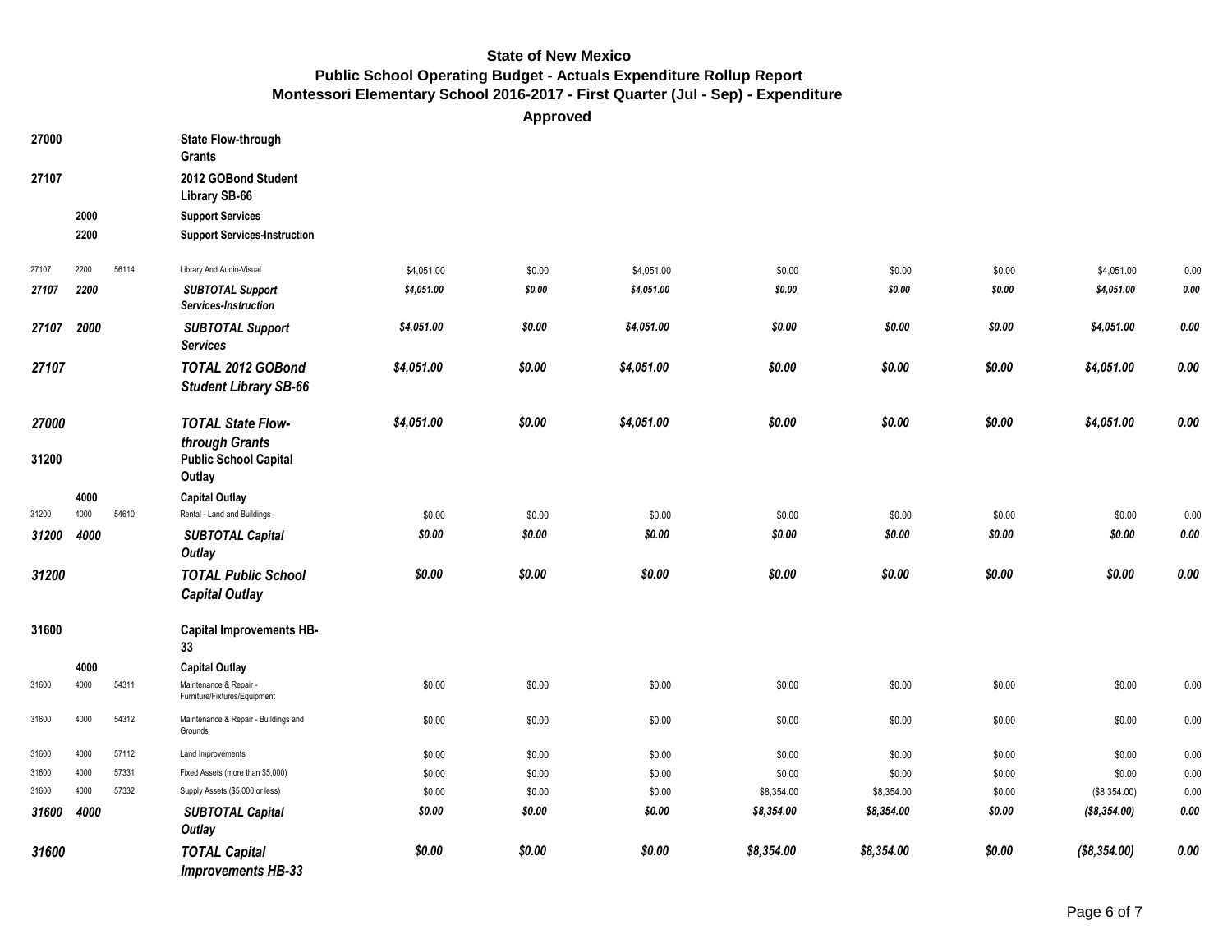# State of New Mexico
## Public School Operating Budget - Actuals Expenditure Rollup Report
### Montessori Elementary School 2016-2017 - First Quarter (Jul - Sep) - Expenditure

**Approved**

| | | | | | | | | | | | |
|---|---|---|---|---|---|---|---|---|---|---|---|
| **27000** | | | **State Flow-through Grants** | | | | | | | | |
| **27107** | | | **2012 GOBond Student Library SB-66** | | | | | | | | |
| | **2000** | | **Support Services** | | | | | | | | |
| | **2200** | | **Support Services-Instruction** | | | | | | | | |
| 27107 | 2200 | 56114 | Library And Audio-Visual | $4,051.00 | $0.00 | $4,051.00 | $0.00 | $0.00 | $0.00 | $4,051.00 | 0.00 |
| ***27107*** | ***2200*** | | ***SUBTOTAL Support Services-Instruction*** | ***$4,051.00*** | ***$0.00*** | ***$4,051.00*** | ***$0.00*** | ***$0.00*** | ***$0.00*** | ***$4,051.00*** | ***0.00*** |
| ***27107*** | ***2000*** | | ***SUBTOTAL Support Services*** | ***$4,051.00*** | ***$0.00*** | ***$4,051.00*** | ***$0.00*** | ***$0.00*** | ***$0.00*** | ***$4,051.00*** | ***0.00*** |
| ***27107*** | | | ***TOTAL 2012 GOBond Student Library SB-66*** | ***$4,051.00*** | ***$0.00*** | ***$4,051.00*** | ***$0.00*** | ***$0.00*** | ***$0.00*** | ***$4,051.00*** | ***0.00*** |
| ***27000*** | | | ***TOTAL State Flow-through Grants*** | ***$4,051.00*** | ***$0.00*** | ***$4,051.00*** | ***$0.00*** | ***$0.00*** | ***$0.00*** | ***$4,051.00*** | ***0.00*** |
| **31200** | | | **Public School Capital Outlay** | | | | | | | | |
| | **4000** | | **Capital Outlay** | | | | | | | | |
| 31200 | 4000 | 54610 | Rental - Land and Buildings | $0.00 | $0.00 | $0.00 | $0.00 | $0.00 | $0.00 | $0.00 | 0.00 |
| ***31200*** | ***4000*** | | ***SUBTOTAL Capital Outlay*** | ***$0.00*** | ***$0.00*** | ***$0.00*** | ***$0.00*** | ***$0.00*** | ***$0.00*** | ***$0.00*** | ***0.00*** |
| ***31200*** | | | ***TOTAL Public School Capital Outlay*** | ***$0.00*** | ***$0.00*** | ***$0.00*** | ***$0.00*** | ***$0.00*** | ***$0.00*** | ***$0.00*** | ***0.00*** |
| **31600** | | | **Capital Improvements HB-33** | | | | | | | | |
| | **4000** | | **Capital Outlay** | | | | | | | | |
| 31600 | 4000 | 54311 | Maintenance & Repair - Furniture/Fixtures/Equipment | $0.00 | $0.00 | $0.00 | $0.00 | $0.00 | $0.00 | $0.00 | 0.00 |
| 31600 | 4000 | 54312 | Maintenance & Repair - Buildings and Grounds | $0.00 | $0.00 | $0.00 | $0.00 | $0.00 | $0.00 | $0.00 | 0.00 |
| 31600 | 4000 | 57112 | Land Improvements | $0.00 | $0.00 | $0.00 | $0.00 | $0.00 | $0.00 | $0.00 | 0.00 |
| 31600 | 4000 | 57331 | Fixed Assets (more than $5,000) | $0.00 | $0.00 | $0.00 | $0.00 | $0.00 | $0.00 | $0.00 | 0.00 |
| 31600 | 4000 | 57332 | Supply Assets ($5,000 or less) | $0.00 | $0.00 | $0.00 | $8,354.00 | $8,354.00 | $0.00 | ($8,354.00) | 0.00 |
| ***31600*** | ***4000*** | | ***SUBTOTAL Capital Outlay*** | ***$0.00*** | ***$0.00*** | ***$0.00*** | ***$8,354.00*** | ***$8,354.00*** | ***$0.00*** | ***($8,354.00)*** | ***0.00*** |
| ***31600*** | | | ***TOTAL Capital Improvements HB-33*** | ***$0.00*** | ***$0.00*** | ***$0.00*** | ***$8,354.00*** | ***$8,354.00*** | ***$0.00*** | ***($8,354.00)*** | ***0.00*** |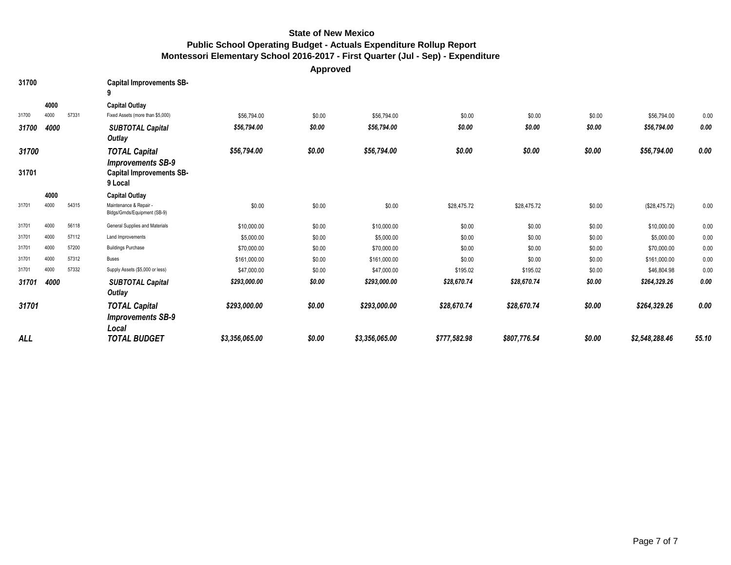**State of New Mexico**
**Public School Operating Budget - Actuals Expenditure Rollup Report**
**Montessori Elementary School 2016-2017 - First Quarter (Jul - Sep) - Expenditure**

**Approved**

| | | | | | | | | | | | |
|---|---|---|---|---|---|---|---|---|---|---|---|
| **31700** | | | **Capital Improvements SB-9** | | | | | | | | |
| | **4000** | | **Capital Outlay** | | | | | | | | |
| 31700 | 4000 | 57331 | Fixed Assets (more than $5,000) | $56,794.00 | $0.00 | $56,794.00 | $0.00 | $0.00 | $0.00 | $56,794.00 | 0.00 |
| ***31700*** | ***4000*** | | ***SUBTOTAL Capital Outlay*** | ***$56,794.00*** | ***$0.00*** | ***$56,794.00*** | ***$0.00*** | ***$0.00*** | ***$0.00*** | ***$56,794.00*** | ***0.00*** |
| ***31700*** | | | ***TOTAL Capital Improvements SB-9*** | ***$56,794.00*** | ***$0.00*** | ***$56,794.00*** | ***$0.00*** | ***$0.00*** | ***$0.00*** | ***$56,794.00*** | ***0.00*** |
| **31701** | | | **Capital Improvements SB-9 Local** | | | | | | | | |
| | **4000** | | **Capital Outlay** | | | | | | | | |
| 31701 | 4000 | 54315 | Maintenance & Repair - Bldgs/Grnds/Equipment (SB-9) | $0.00 | $0.00 | $0.00 | $28,475.72 | $28,475.72 | $0.00 | ($28,475.72) | 0.00 |
| 31701 | 4000 | 56118 | General Supplies and Materials | $10,000.00 | $0.00 | $10,000.00 | $0.00 | $0.00 | $0.00 | $10,000.00 | 0.00 |
| 31701 | 4000 | 57112 | Land Improvements | $5,000.00 | $0.00 | $5,000.00 | $0.00 | $0.00 | $0.00 | $5,000.00 | 0.00 |
| 31701 | 4000 | 57200 | Buildings Purchase | $70,000.00 | $0.00 | $70,000.00 | $0.00 | $0.00 | $0.00 | $70,000.00 | 0.00 |
| 31701 | 4000 | 57312 | Buses | $161,000.00 | $0.00 | $161,000.00 | $0.00 | $0.00 | $0.00 | $161,000.00 | 0.00 |
| 31701 | 4000 | 57332 | Supply Assets ($5,000 or less) | $47,000.00 | $0.00 | $47,000.00 | $195.02 | $195.02 | $0.00 | $46,804.98 | 0.00 |
| ***31701*** | ***4000*** | | ***SUBTOTAL Capital Outlay*** | ***$293,000.00*** | ***$0.00*** | ***$293,000.00*** | ***$28,670.74*** | ***$28,670.74*** | ***$0.00*** | ***$264,329.26*** | ***0.00*** |
| ***31701*** | | | ***TOTAL Capital Improvements SB-9 Local*** | ***$293,000.00*** | ***$0.00*** | ***$293,000.00*** | ***$28,670.74*** | ***$28,670.74*** | ***$0.00*** | ***$264,329.26*** | ***0.00*** |
| ***ALL*** | | | ***TOTAL BUDGET*** | ***$3,356,065.00*** | ***$0.00*** | ***$3,356,065.00*** | ***$777,582.98*** | ***$807,776.54*** | ***$0.00*** | ***$2,548,288.46*** | ***55.10*** |